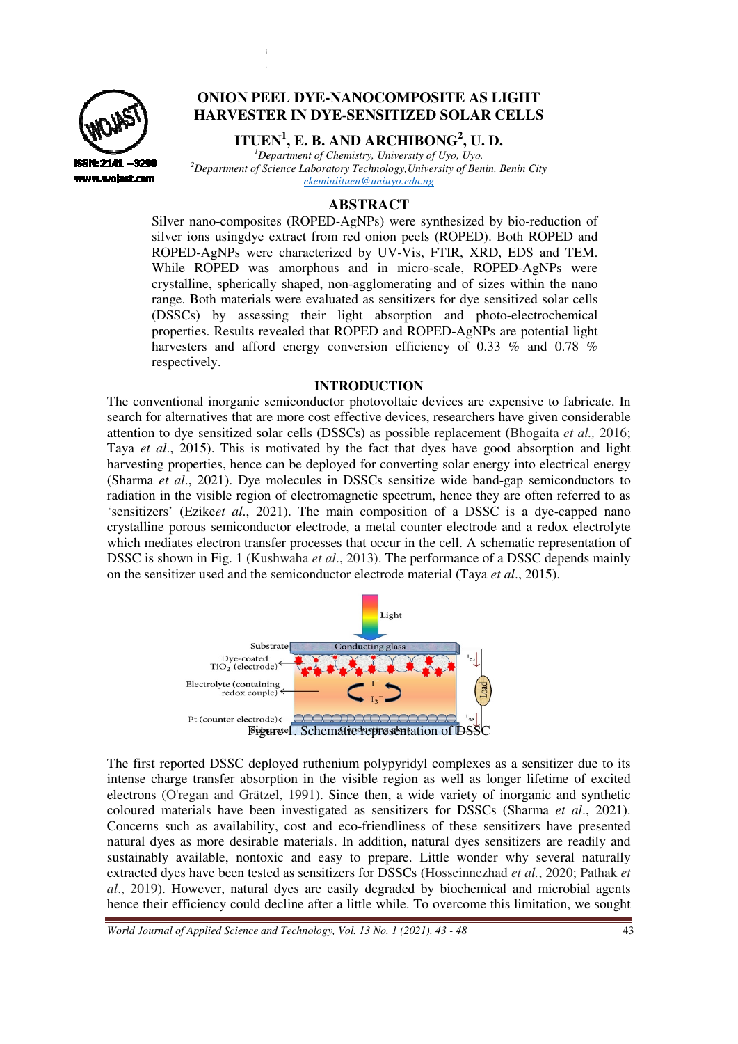# ONION PEEL DYE-NANOCOMPOSITE AS LIGHT HARVESTER IN DYE-SENSITIZED SOLAR CELLS

## ITUEN[1], E. B. AND ARCHIBONG[2], U. D.

[1]*Department of Chemistry, University of Uyo, Uyo.*
[2]*Department of Science Laboratory Technology, University of Benin, Benin City*
ekeminiituen@uniuyo.edu.ng

## ABSTRACT

Silver nano-composites (ROPED-AgNPs) were synthesized by bio-reduction of silver ions usingdye extract from red onion peels (ROPED). Both ROPED and ROPED-AgNPs were characterized by UV-Vis, FTIR, XRD, EDS and TEM. While ROPED was amorphous and in micro-scale, ROPED-AgNPs were crystalline, spherically shaped, non-agglomerating and of sizes within the nano range. Both materials were evaluated as sensitizers for dye sensitized solar cells (DSSCs) by assessing their light absorption and photo-electrochemical properties. Results revealed that ROPED and ROPED-AgNPs are potential light harvesters and afford energy conversion efficiency of 0.33 % and 0.78 % respectively.

## INTRODUCTION

The conventional inorganic semiconductor photovoltaic devices are expensive to fabricate. In search for alternatives that are more cost effective devices, researchers have given considerable attention to dye sensitized solar cells (DSSCs) as possible replacement (Bhogaita *et al.,* 2016; Taya *et al*., 2015). This is motivated by the fact that dyes have good absorption and light harvesting properties, hence can be deployed for converting solar energy into electrical energy (Sharma *et al*., 2021). Dye molecules in DSSCs sensitize wide band-gap semiconductors to radiation in the visible region of electromagnetic spectrum, hence they are often referred to as 'sensitizers' (Ezike*et al*., 2021). The main composition of a DSSC is a dye-capped nano crystalline porous semiconductor electrode, a metal counter electrode and a redox electrolyte which mediates electron transfer processes that occur in the cell. A schematic representation of DSSC is shown in Fig. 1 (Kushwaha *et al*., 2013). The performance of a DSSC depends mainly on the sensitizer used and the semiconductor electrode material (Taya *et al*., 2015).

Figure 1. Schematic representation of DSSC

The first reported DSSC deployed ruthenium polypyridyl complexes as a sensitizer due to its intense charge transfer absorption in the visible region as well as longer lifetime of excited electrons (O'regan and Grätzel, 1991). Since then, a wide variety of inorganic and synthetic coloured materials have been investigated as sensitizers for DSSCs (Sharma *et al*., 2021). Concerns such as availability, cost and eco-friendliness of these sensitizers have presented natural dyes as more desirable materials. In addition, natural dyes sensitizers are readily and sustainably available, nontoxic and easy to prepare. Little wonder why several naturally extracted dyes have been tested as sensitizers for DSSCs (Hosseinnezhad *et al.*, 2020; Pathak *et al*., 2019). However, natural dyes are easily degraded by biochemical and microbial agents hence their efficiency could decline after a little while. To overcome this limitation, we sought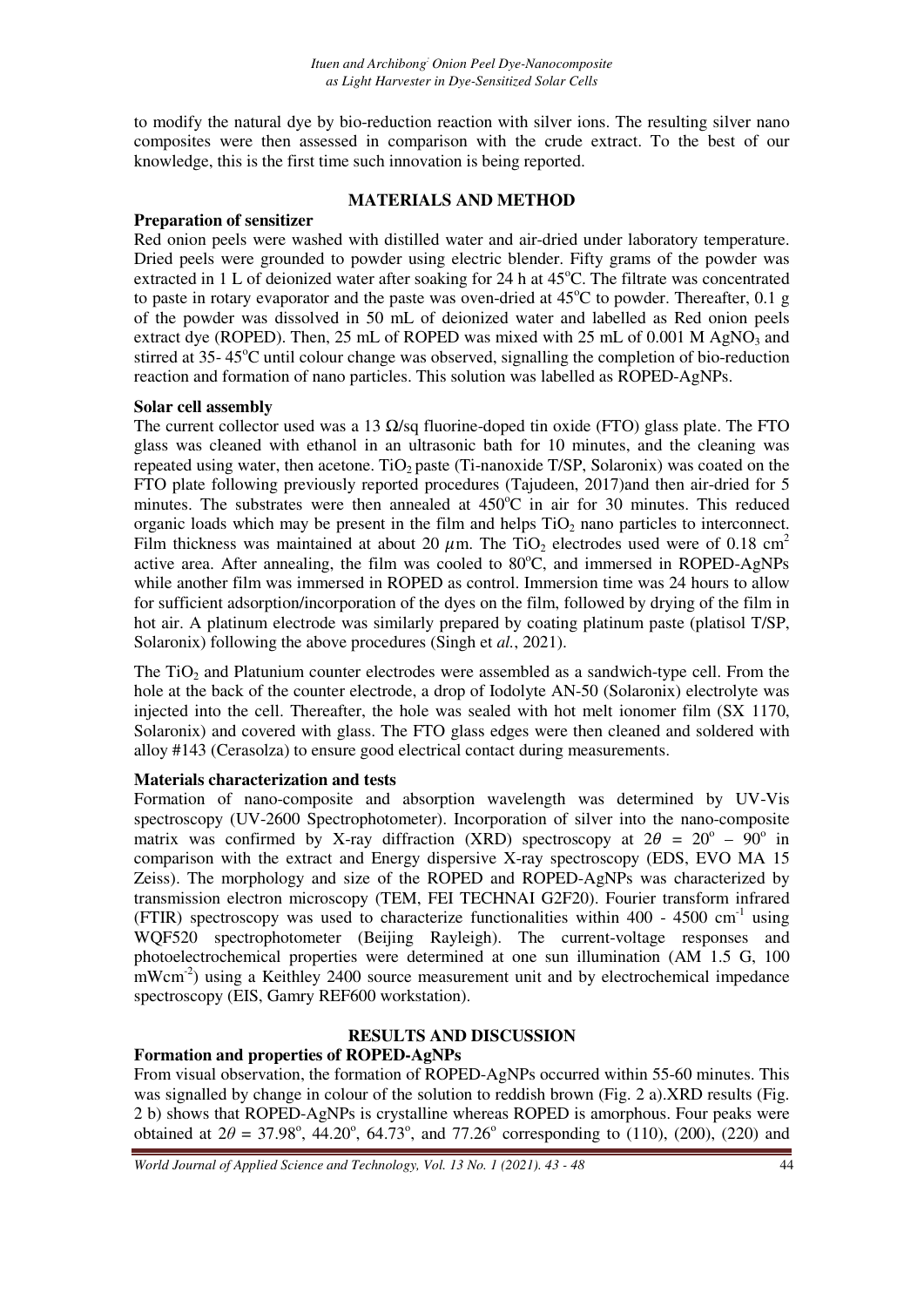to modify the natural dye by bio-reduction reaction with silver ions. The resulting silver nano composites were then assessed in comparison with the crude extract. To the best of our knowledge, this is the first time such innovation is being reported.

## MATERIALS AND METHOD

### Preparation of sensitizer

Red onion peels were washed with distilled water and air-dried under laboratory temperature. Dried peels were grounded to powder using electric blender. Fifty grams of the powder was extracted in 1 L of deionized water after soaking for 24 h at 45°C. The filtrate was concentrated to paste in rotary evaporator and the paste was oven-dried at 45°C to powder. Thereafter, 0.1 g of the powder was dissolved in 50 mL of deionized water and labelled as Red onion peels extract dye (ROPED). Then, 25 mL of ROPED was mixed with 25 mL of 0.001 M $AgNO_3$ and stirred at 35- 45°C until colour change was observed, signalling the completion of bio-reduction reaction and formation of nano particles. This solution was labelled as ROPED-AgNPs.

### Solar cell assembly

The current collector used was a 13 Ω/sq fluorine-doped tin oxide (FTO) glass plate. The FTO glass was cleaned with ethanol in an ultrasonic bath for 10 minutes, and the cleaning was repeated using water, then acetone. $TiO_2$ paste (Ti-nanoxide T/SP, Solaronix) was coated on the FTO plate following previously reported procedures (Tajudeen, 2017)and then air-dried for 5 minutes. The substrates were then annealed at 450°C in air for 30 minutes. This reduced organic loads which may be present in the film and helps $TiO_2$ nano particles to interconnect. Film thickness was maintained at about 20 $\mu$m. The $TiO_2$ electrodes used were of 0.18 $cm^2$ active area. After annealing, the film was cooled to 80°C, and immersed in ROPED-AgNPs while another film was immersed in ROPED as control. Immersion time was 24 hours to allow for sufficient adsorption/incorporation of the dyes on the film, followed by drying of the film in hot air. A platinum electrode was similarly prepared by coating platinum paste (platisol T/SP, Solaronix) following the above procedures (Singh et *al.*, 2021).

The $TiO_2$ and Platunium counter electrodes were assembled as a sandwich-type cell. From the hole at the back of the counter electrode, a drop of Iodolyte AN-50 (Solaronix) electrolyte was injected into the cell. Thereafter, the hole was sealed with hot melt ionomer film (SX 1170, Solaronix) and covered with glass. The FTO glass edges were then cleaned and soldered with alloy #143 (Cerasolza) to ensure good electrical contact during measurements.

### Materials characterization and tests

Formation of nano-composite and absorption wavelength was determined by UV-Vis spectroscopy (UV-2600 Spectrophotometer). Incorporation of silver into the nano-composite matrix was confirmed by X-ray diffraction (XRD) spectroscopy at $2\theta$ = 20° – 90° in comparison with the extract and Energy dispersive X-ray spectroscopy (EDS, EVO MA 15 Zeiss). The morphology and size of the ROPED and ROPED-AgNPs was characterized by transmission electron microscopy (TEM, FEI TECHNAI G2F20). Fourier transform infrared (FTIR) spectroscopy was used to characterize functionalities within 400 - 4500 $cm^{-1}$ using WQF520 spectrophotometer (Beijing Rayleigh). The current-voltage responses and photoelectrochemical properties were determined at one sun illumination (AM 1.5 G, 100 $mWcm^{-2}$) using a Keithley 2400 source measurement unit and by electrochemical impedance spectroscopy (EIS, Gamry REF600 workstation).

## RESULTS AND DISCUSSION

### Formation and properties of ROPED-AgNPs

From visual observation, the formation of ROPED-AgNPs occurred within 55-60 minutes. This was signalled by change in colour of the solution to reddish brown (Fig. 2 a).XRD results (Fig. 2 b) shows that ROPED-AgNPs is crystalline whereas ROPED is amorphous. Four peaks were obtained at $2\theta$ = 37.98°, 44.20°, 64.73°, and 77.26° corresponding to (110), (200), (220) and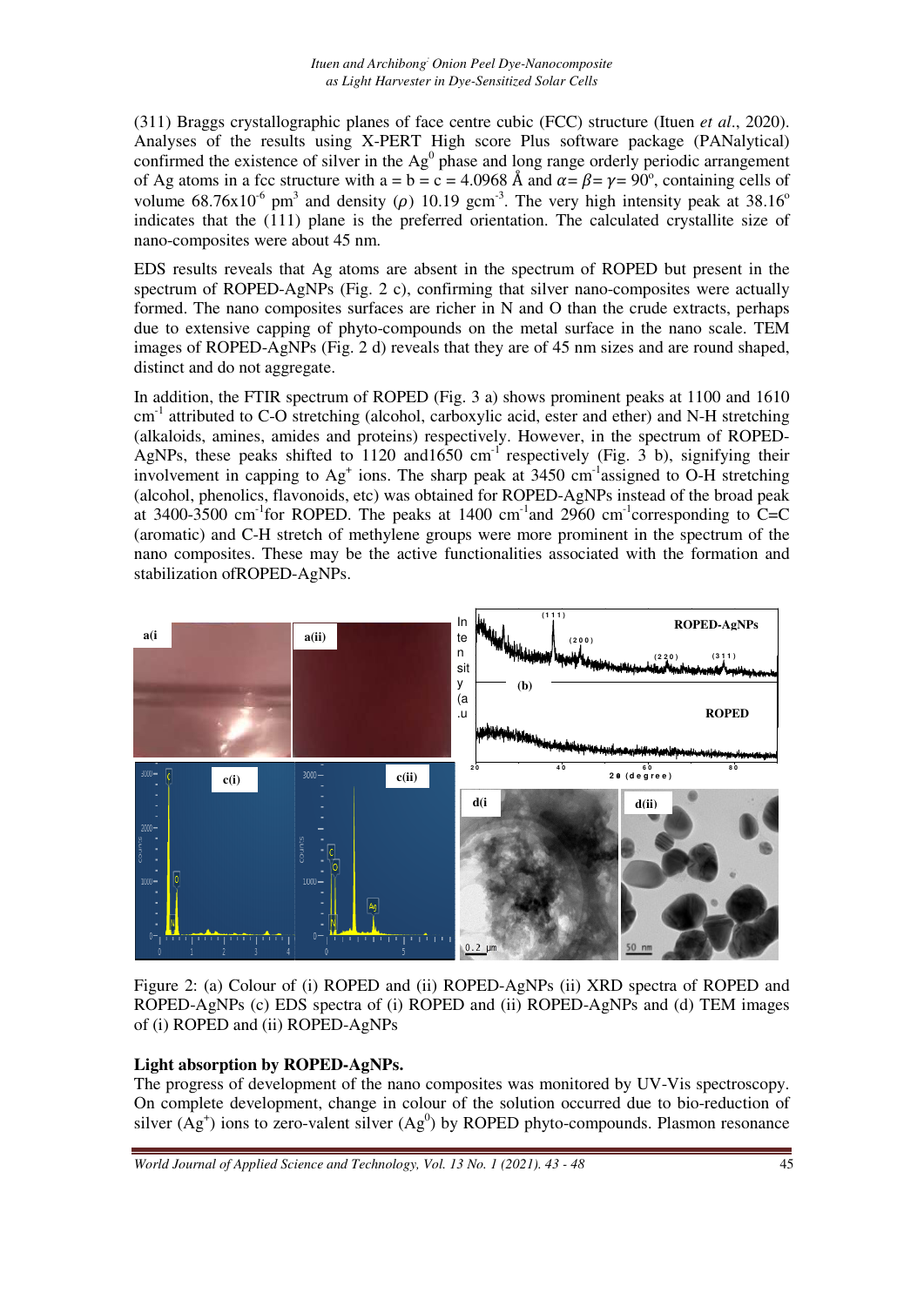(311) Braggs crystallographic planes of face centre cubic (FCC) structure (Ituen *et al*., 2020). Analyses of the results using X-PERT High score Plus software package (PANalytical) confirmed the existence of silver in the $Ag^0$ phase and long range orderly periodic arrangement of Ag atoms in a fcc structure with a = b = c = 4.0968 Å and $\alpha = \beta = \gamma = 90^o$, containing cells of volume $68.76 \times 10^{-6}$ $pm^3$ and density ($\rho$) 10.19 $gcm^{-3}$. The very high intensity peak at $38.16^o$ indicates that the (111) plane is the preferred orientation. The calculated crystallite size of nano-composites were about 45 nm.

EDS results reveals that Ag atoms are absent in the spectrum of ROPED but present in the spectrum of ROPED-AgNPs (Fig. 2 c), confirming that silver nano-composites were actually formed. The nano composites surfaces are richer in N and O than the crude extracts, perhaps due to extensive capping of phyto-compounds on the metal surface in the nano scale. TEM images of ROPED-AgNPs (Fig. 2 d) reveals that they are of 45 nm sizes and are round shaped, distinct and do not aggregate.

In addition, the FTIR spectrum of ROPED (Fig. 3 a) shows prominent peaks at 1100 and 1610 $cm^{-1}$ attributed to C-O stretching (alcohol, carboxylic acid, ester and ether) and N-H stretching (alkaloids, amines, amides and proteins) respectively. However, in the spectrum of ROPED-AgNPs, these peaks shifted to 1120 and1650 $cm^{-1}$ respectively (Fig. 3 b), signifying their involvement in capping to $Ag^+$ ions. The sharp peak at 3450 $cm^{-1}$assigned to O-H stretching (alcohol, phenolics, flavonoids, etc) was obtained for ROPED-AgNPs instead of the broad peak at 3400-3500 $cm^{-1}$for ROPED. The peaks at 1400 $cm^{-1}$and 2960 $cm^{-1}$corresponding to C=C (aromatic) and C-H stretch of methylene groups were more prominent in the spectrum of the nano composites. These may be the active functionalities associated with the formation and stabilization ofROPED-AgNPs.

a(i
a(ii)
Intensity (a.u)
(111)
(200)
(220)
(311)
ROPED-AgNPs
(b)
ROPED
20
40
60
80
2θ (degree)
c(i)
c(ii)
d(i
d(ii)
0.2 μm
50 nm

Figure 2: (a) Colour of (i) ROPED and (ii) ROPED-AgNPs (ii) XRD spectra of ROPED and ROPED-AgNPs (c) EDS spectra of (i) ROPED and (ii) ROPED-AgNPs and (d) TEM images of (i) ROPED and (ii) ROPED-AgNPs

**Light absorption by ROPED-AgNPs.**

The progress of development of the nano composites was monitored by UV-Vis spectroscopy. On complete development, change in colour of the solution occurred due to bio-reduction of silver ($Ag^+$) ions to zero-valent silver ($Ag^0$) by ROPED phyto-compounds. Plasmon resonance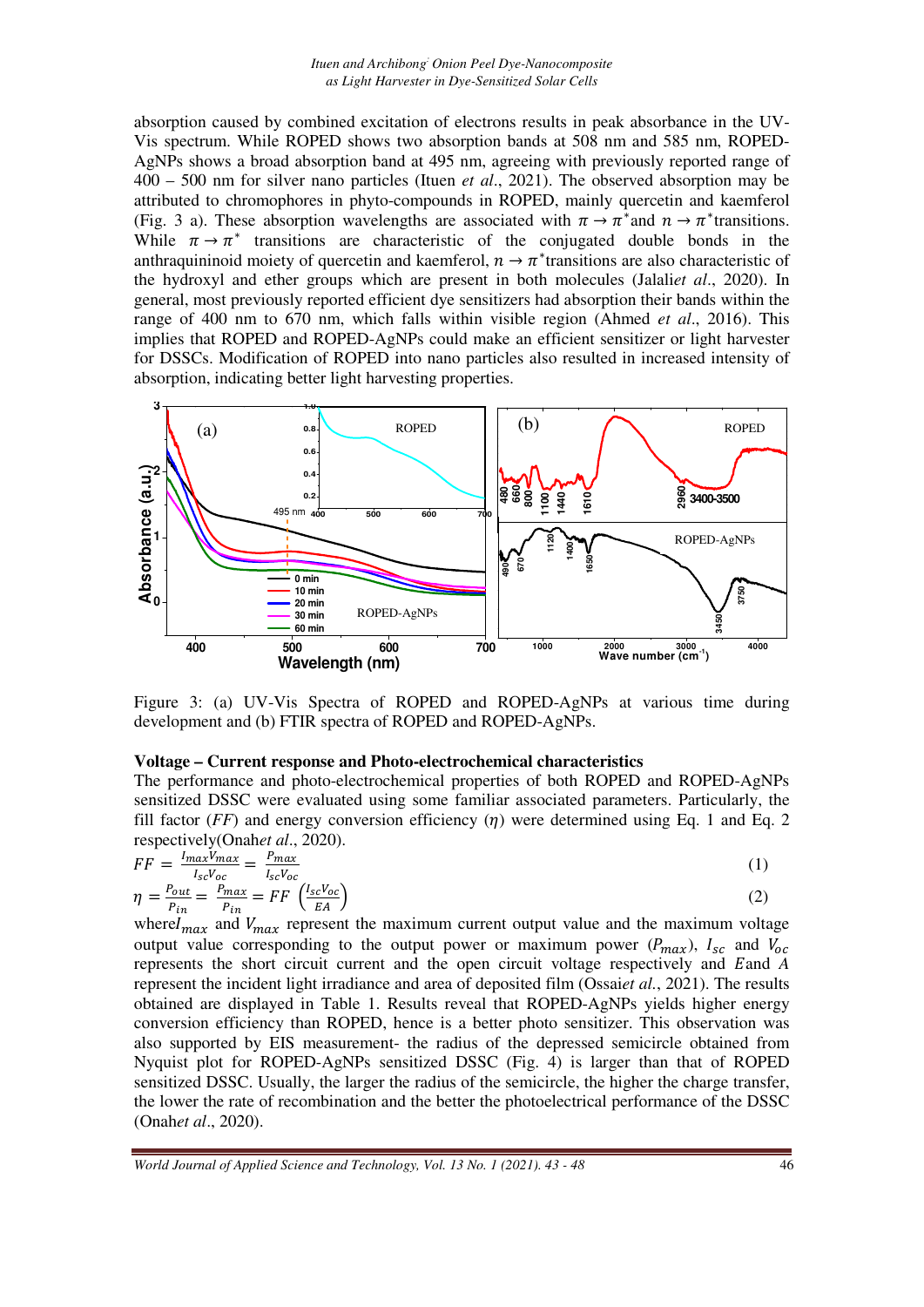absorption caused by combined excitation of electrons results in peak absorbance in the UV-Vis spectrum. While ROPED shows two absorption bands at 508 nm and 585 nm, ROPED-AgNPs shows a broad absorption band at 495 nm, agreeing with previously reported range of 400 – 500 nm for silver nano particles (Ituen *et al*., 2021). The observed absorption may be attributed to chromophores in phyto-compounds in ROPED, mainly quercetin and kaemferol (Fig. 3 a). These absorption wavelengths are associated with $\pi \rightarrow \pi^*$ and $n \rightarrow \pi^*$ transitions. While $\pi \rightarrow \pi^*$ transitions are characteristic of the conjugated double bonds in the anthraquininoid moiety of quercetin and kaemferol, $n \rightarrow \pi^*$ transitions are also characteristic of the hydroxyl and ether groups which are present in both molecules (Jalali*et al*., 2020). In general, most previously reported efficient dye sensitizers had absorption their bands within the range of 400 nm to 670 nm, which falls within visible region (Ahmed *et al*., 2016). This implies that ROPED and ROPED-AgNPs could make an efficient sensitizer or light harvester for DSSCs. Modification of ROPED into nano particles also resulted in increased intensity of absorption, indicating better light harvesting properties.

(a)
Absorbance (a.u.)
Wavelength (nm)
495 nm
ROPED
ROPED-AgNPs
0 min
10 min
20 min
30 min
60 min

(b)
ROPED
ROPED-AgNPs
480 660 800 1100 1440 1610 2960 3400-3500
490 670 1120 1400 1650 3450 3750
Wave number (cm⁻¹)

Figure 3: (a) UV-Vis Spectra of ROPED and ROPED-AgNPs at various time during development and (b) FTIR spectra of ROPED and ROPED-AgNPs.

**Voltage – Current response and Photo-electrochemical characteristics**

The performance and photo-electrochemical properties of both ROPED and ROPED-AgNPs sensitized DSSC were evaluated using some familiar associated parameters. Particularly, the fill factor ($FF$) and energy conversion efficiency ($\eta$) were determined using Eq. 1 and Eq. 2 respectively(Onah*et al*., 2020).

$$FF = \frac{I_{max}V_{max}}{I_{sc}V_{oc}} = \frac{P_{max}}{I_{sc}V_{oc}} \quad (1)$$

$$\eta = \frac{P_{out}}{P_{in}} = \frac{P_{max}}{P_{in}} = FF\left(\frac{I_{sc}V_{oc}}{EA}\right) \quad (2)$$

where$I_{max}$ and $V_{max}$ represent the maximum current output value and the maximum voltage output value corresponding to the output power or maximum power ($P_{max}$), $I_{sc}$ and $V_{oc}$ represents the short circuit current and the open circuit voltage respectively and $E$and $A$ represent the incident light irradiance and area of deposited film (Ossai*et al*., 2021). The results obtained are displayed in Table 1. Results reveal that ROPED-AgNPs yields higher energy conversion efficiency than ROPED, hence is a better photo sensitizer. This observation was also supported by EIS measurement- the radius of the depressed semicircle obtained from Nyquist plot for ROPED-AgNPs sensitized DSSC (Fig. 4) is larger than that of ROPED sensitized DSSC. Usually, the larger the radius of the semicircle, the higher the charge transfer, the lower the rate of recombination and the better the photoelectrical performance of the DSSC (Onah*et al*., 2020).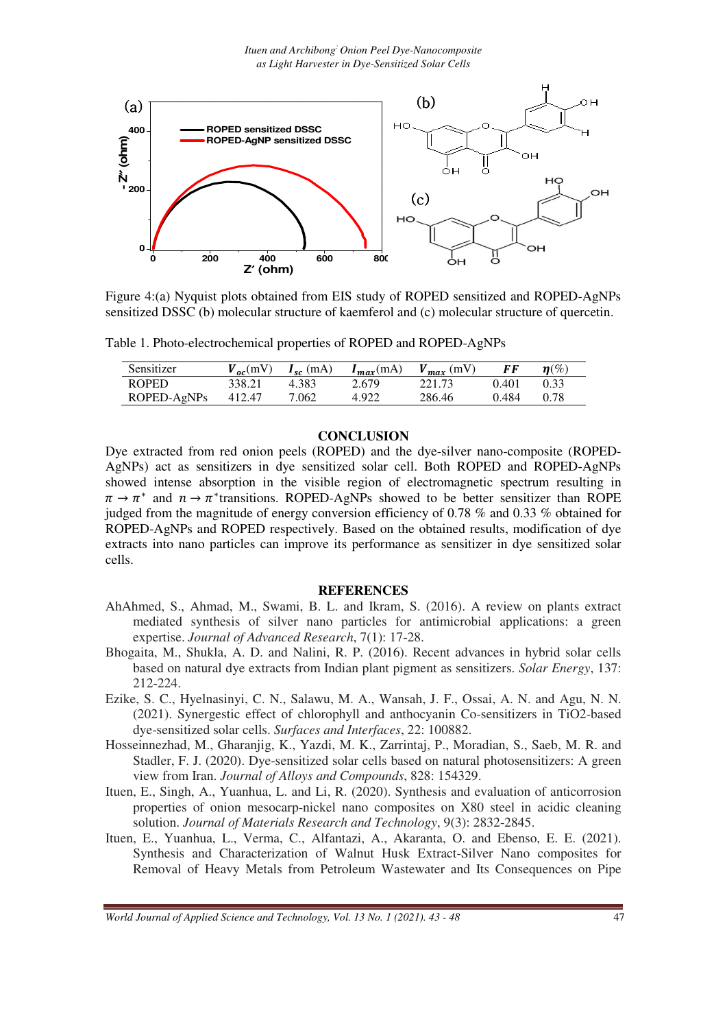(a)

ROPED sensitized DSSC

ROPED-AgNP sensitized DSSC

- Z″ (ohm)

Z′ (ohm)

0, 200, 400, 600, 800

0, 200, 400

(b)

(c)

Figure 4:(a) Nyquist plots obtained from EIS study of ROPED sensitized and ROPED-AgNPs sensitized DSSC (b) molecular structure of kaemferol and (c) molecular structure of quercetin.

Table 1. Photo-electrochemical properties of ROPED and ROPED-AgNPs

| Sensitizer | $V_{oc}$(mV) | $I_{sc}$ (mA) | $I_{max}$(mA) | $V_{max}$ (mV) | $FF$ | $\eta$(%) |
|---|---|---|---|---|---|---|
| ROPED | 338.21 | 4.383 | 2.679 | 221.73 | 0.401 | 0.33 |
| ROPED-AgNPs | 412.47 | 7.062 | 4.922 | 286.46 | 0.484 | 0.78 |

## CONCLUSION

Dye extracted from red onion peels (ROPED) and the dye-silver nano-composite (ROPED-AgNPs) act as sensitizers in dye sensitized solar cell. Both ROPED and ROPED-AgNPs showed intense absorption in the visible region of electromagnetic spectrum resulting in $\pi \rightarrow \pi^*$ and $n \rightarrow \pi^*$transitions. ROPED-AgNPs showed to be better sensitizer than ROPE judged from the magnitude of energy conversion efficiency of 0.78 % and 0.33 % obtained for ROPED-AgNPs and ROPED respectively. Based on the obtained results, modification of dye extracts into nano particles can improve its performance as sensitizer in dye sensitized solar cells.

## REFERENCES

AhAhmed, S., Ahmad, M., Swami, B. L. and Ikram, S. (2016). A review on plants extract mediated synthesis of silver nano particles for antimicrobial applications: a green expertise. *Journal of Advanced Research*, 7(1): 17-28.

Bhogaita, M., Shukla, A. D. and Nalini, R. P. (2016). Recent advances in hybrid solar cells based on natural dye extracts from Indian plant pigment as sensitizers. *Solar Energy*, 137: 212-224.

Ezike, S. C., Hyelnasinyi, C. N., Salawu, M. A., Wansah, J. F., Ossai, A. N. and Agu, N. N. (2021). Synergestic effect of chlorophyll and anthocyanin Co-sensitizers in TiO2-based dye-sensitized solar cells. *Surfaces and Interfaces*, 22: 100882.

Hosseinnezhad, M., Gharanjig, K., Yazdi, M. K., Zarrintaj, P., Moradian, S., Saeb, M. R. and Stadler, F. J. (2020). Dye-sensitized solar cells based on natural photosensitizers: A green view from Iran. *Journal of Alloys and Compounds*, 828: 154329.

Ituen, E., Singh, A., Yuanhua, L. and Li, R. (2020). Synthesis and evaluation of anticorrosion properties of onion mesocarp-nickel nano composites on X80 steel in acidic cleaning solution. *Journal of Materials Research and Technology*, 9(3): 2832-2845.

Ituen, E., Yuanhua, L., Verma, C., Alfantazi, A., Akaranta, O. and Ebenso, E. E. (2021). Synthesis and Characterization of Walnut Husk Extract-Silver Nano composites for Removal of Heavy Metals from Petroleum Wastewater and Its Consequences on Pipe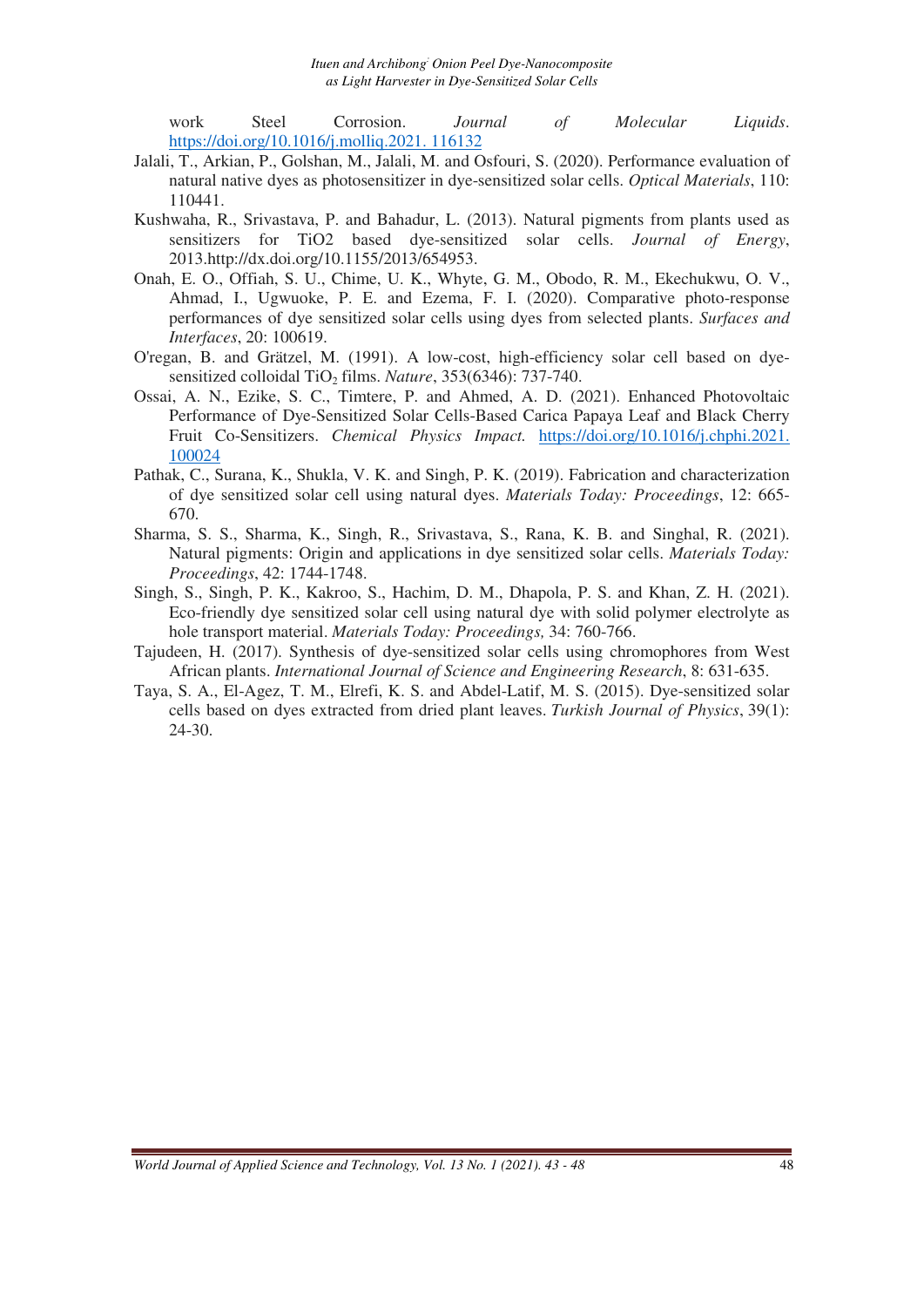work Steel Corrosion. *Journal of Molecular Liquids*. https://doi.org/10.1016/j.molliq.2021. 116132

Jalali, T., Arkian, P., Golshan, M., Jalali, M. and Osfouri, S. (2020). Performance evaluation of natural native dyes as photosensitizer in dye-sensitized solar cells. *Optical Materials*, 110: 110441.

Kushwaha, R., Srivastava, P. and Bahadur, L. (2013). Natural pigments from plants used as sensitizers for TiO2 based dye-sensitized solar cells. *Journal of Energy*, 2013.http://dx.doi.org/10.1155/2013/654953.

Onah, E. O., Offiah, S. U., Chime, U. K., Whyte, G. M., Obodo, R. M., Ekechukwu, O. V., Ahmad, I., Ugwuoke, P. E. and Ezema, F. I. (2020). Comparative photo-response performances of dye sensitized solar cells using dyes from selected plants. *Surfaces and Interfaces*, 20: 100619.

O'regan, B. and Grätzel, M. (1991). A low-cost, high-efficiency solar cell based on dye-sensitized colloidal $TiO_2$ films. *Nature*, 353(6346): 737-740.

Ossai, A. N., Ezike, S. C., Timtere, P. and Ahmed, A. D. (2021). Enhanced Photovoltaic Performance of Dye-Sensitized Solar Cells-Based Carica Papaya Leaf and Black Cherry Fruit Co-Sensitizers. *Chemical Physics Impact*. https://doi.org/10.1016/j.chphi.2021. 100024

Pathak, C., Surana, K., Shukla, V. K. and Singh, P. K. (2019). Fabrication and characterization of dye sensitized solar cell using natural dyes. *Materials Today: Proceedings*, 12: 665-670.

Sharma, S. S., Sharma, K., Singh, R., Srivastava, S., Rana, K. B. and Singhal, R. (2021). Natural pigments: Origin and applications in dye sensitized solar cells. *Materials Today: Proceedings*, 42: 1744-1748.

Singh, S., Singh, P. K., Kakroo, S., Hachim, D. M., Dhapola, P. S. and Khan, Z. H. (2021). Eco-friendly dye sensitized solar cell using natural dye with solid polymer electrolyte as hole transport material. *Materials Today: Proceedings,* 34: 760-766.

Tajudeen, H. (2017). Synthesis of dye-sensitized solar cells using chromophores from West African plants. *International Journal of Science and Engineering Research*, 8: 631-635.

Taya, S. A., El-Agez, T. M., Elrefi, K. S. and Abdel-Latif, M. S. (2015). Dye-sensitized solar cells based on dyes extracted from dried plant leaves. *Turkish Journal of Physics*, 39(1): 24-30.